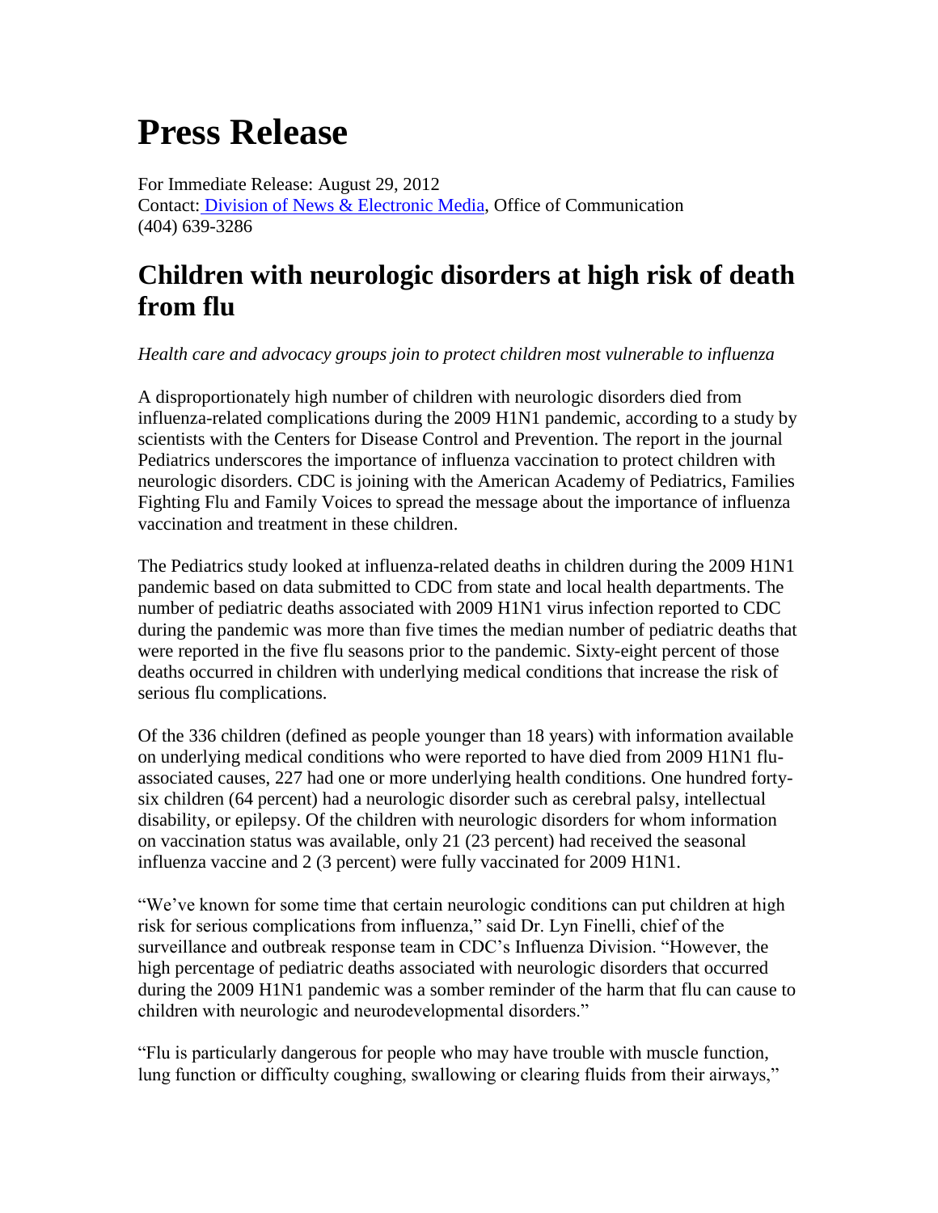# Press Release

For Immediate Release: August 29, 2012
Contact: Division of News & Electronic Media, Office of Communication
(404) 639-3286

## Children with neurologic disorders at high risk of death from flu

*Health care and advocacy groups join to protect children most vulnerable to influenza*

A disproportionately high number of children with neurologic disorders died from influenza-related complications during the 2009 H1N1 pandemic, according to a study by scientists with the Centers for Disease Control and Prevention. The report in the journal Pediatrics underscores the importance of influenza vaccination to protect children with neurologic disorders. CDC is joining with the American Academy of Pediatrics, Families Fighting Flu and Family Voices to spread the message about the importance of influenza vaccination and treatment in these children.

The Pediatrics study looked at influenza-related deaths in children during the 2009 H1N1 pandemic based on data submitted to CDC from state and local health departments. The number of pediatric deaths associated with 2009 H1N1 virus infection reported to CDC during the pandemic was more than five times the median number of pediatric deaths that were reported in the five flu seasons prior to the pandemic. Sixty-eight percent of those deaths occurred in children with underlying medical conditions that increase the risk of serious flu complications.

Of the 336 children (defined as people younger than 18 years) with information available on underlying medical conditions who were reported to have died from 2009 H1N1 flu-associated causes, 227 had one or more underlying health conditions. One hundred forty-six children (64 percent) had a neurologic disorder such as cerebral palsy, intellectual disability, or epilepsy. Of the children with neurologic disorders for whom information on vaccination status was available, only 21 (23 percent) had received the seasonal influenza vaccine and 2 (3 percent) were fully vaccinated for 2009 H1N1.

"We've known for some time that certain neurologic conditions can put children at high risk for serious complications from influenza," said Dr. Lyn Finelli, chief of the surveillance and outbreak response team in CDC's Influenza Division. "However, the high percentage of pediatric deaths associated with neurologic disorders that occurred during the 2009 H1N1 pandemic was a somber reminder of the harm that flu can cause to children with neurologic and neurodevelopmental disorders."

"Flu is particularly dangerous for people who may have trouble with muscle function, lung function or difficulty coughing, swallowing or clearing fluids from their airways,"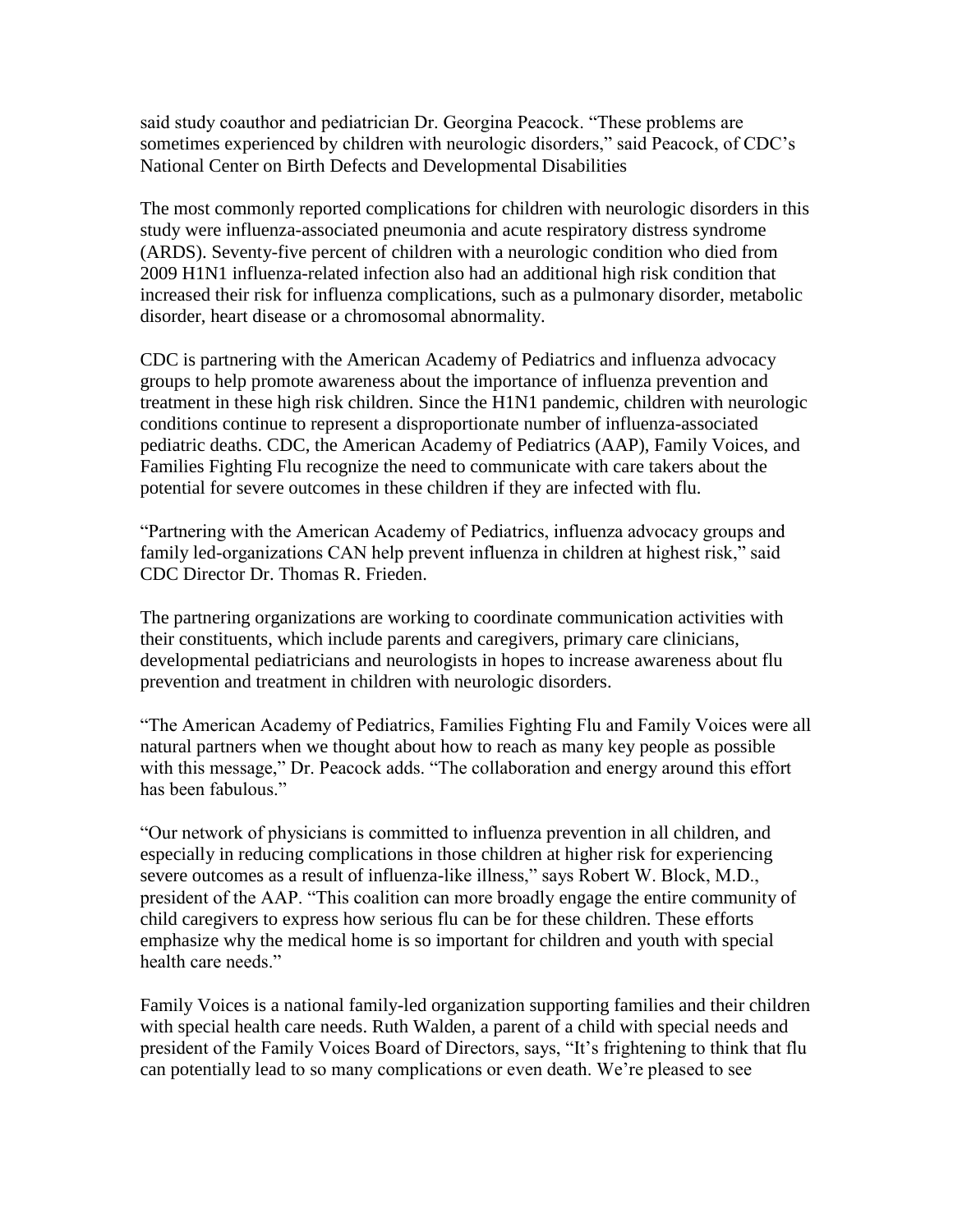said study coauthor and pediatrician Dr. Georgina Peacock. "These problems are sometimes experienced by children with neurologic disorders," said Peacock, of CDC's National Center on Birth Defects and Developmental Disabilities

The most commonly reported complications for children with neurologic disorders in this study were influenza-associated pneumonia and acute respiratory distress syndrome (ARDS). Seventy-five percent of children with a neurologic condition who died from 2009 H1N1 influenza-related infection also had an additional high risk condition that increased their risk for influenza complications, such as a pulmonary disorder, metabolic disorder, heart disease or a chromosomal abnormality.

CDC is partnering with the American Academy of Pediatrics and influenza advocacy groups to help promote awareness about the importance of influenza prevention and treatment in these high risk children. Since the H1N1 pandemic, children with neurologic conditions continue to represent a disproportionate number of influenza-associated pediatric deaths. CDC, the American Academy of Pediatrics (AAP), Family Voices, and Families Fighting Flu recognize the need to communicate with care takers about the potential for severe outcomes in these children if they are infected with flu.

"Partnering with the American Academy of Pediatrics, influenza advocacy groups and family led-organizations CAN help prevent influenza in children at highest risk," said CDC Director Dr. Thomas R. Frieden.

The partnering organizations are working to coordinate communication activities with their constituents, which include parents and caregivers, primary care clinicians, developmental pediatricians and neurologists in hopes to increase awareness about flu prevention and treatment in children with neurologic disorders.

"The American Academy of Pediatrics, Families Fighting Flu and Family Voices were all natural partners when we thought about how to reach as many key people as possible with this message," Dr. Peacock adds. "The collaboration and energy around this effort has been fabulous."

"Our network of physicians is committed to influenza prevention in all children, and especially in reducing complications in those children at higher risk for experiencing severe outcomes as a result of influenza-like illness," says Robert W. Block, M.D., president of the AAP. "This coalition can more broadly engage the entire community of child caregivers to express how serious flu can be for these children. These efforts emphasize why the medical home is so important for children and youth with special health care needs."

Family Voices is a national family-led organization supporting families and their children with special health care needs. Ruth Walden, a parent of a child with special needs and president of the Family Voices Board of Directors, says, "It's frightening to think that flu can potentially lead to so many complications or even death. We're pleased to see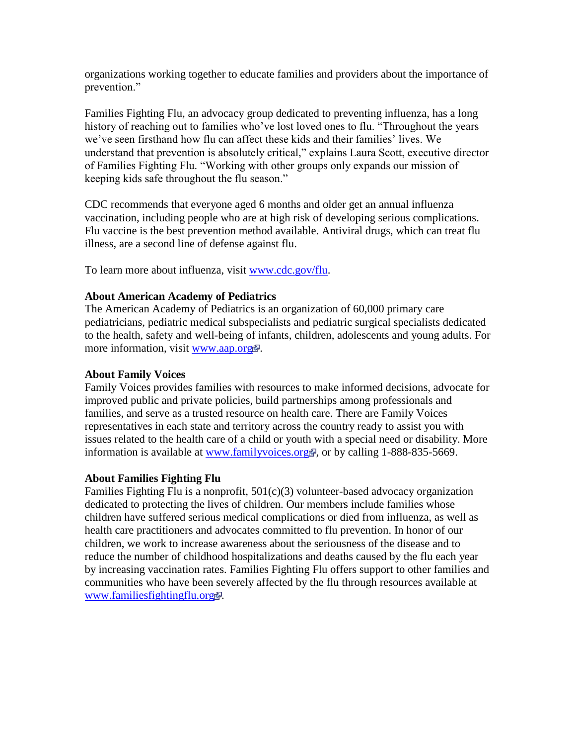organizations working together to educate families and providers about the importance of prevention."

Families Fighting Flu, an advocacy group dedicated to preventing influenza, has a long history of reaching out to families who've lost loved ones to flu. "Throughout the years we've seen firsthand how flu can affect these kids and their families' lives. We understand that prevention is absolutely critical," explains Laura Scott, executive director of Families Fighting Flu. "Working with other groups only expands our mission of keeping kids safe throughout the flu season."

CDC recommends that everyone aged 6 months and older get an annual influenza vaccination, including people who are at high risk of developing serious complications. Flu vaccine is the best prevention method available. Antiviral drugs, which can treat flu illness, are a second line of defense against flu.

To learn more about influenza, visit [www.cdc.gov/flu](http://www.cdc.gov/flu).

**About American Academy of Pediatrics**
The American Academy of Pediatrics is an organization of 60,000 primary care pediatricians, pediatric medical subspecialists and pediatric surgical specialists dedicated to the health, safety and well-being of infants, children, adolescents and young adults. For more information, visit [www.aap.org](http://www.aap.org).

**About Family Voices**
Family Voices provides families with resources to make informed decisions, advocate for improved public and private policies, build partnerships among professionals and families, and serve as a trusted resource on health care. There are Family Voices representatives in each state and territory across the country ready to assist you with issues related to the health care of a child or youth with a special need or disability. More information is available at [www.familyvoices.org](http://www.familyvoices.org), or by calling 1-888-835-5669.

**About Families Fighting Flu**
Families Fighting Flu is a nonprofit, 501(c)(3) volunteer-based advocacy organization dedicated to protecting the lives of children. Our members include families whose children have suffered serious medical complications or died from influenza, as well as health care practitioners and advocates committed to flu prevention. In honor of our children, we work to increase awareness about the seriousness of the disease and to reduce the number of childhood hospitalizations and deaths caused by the flu each year by increasing vaccination rates. Families Fighting Flu offers support to other families and communities who have been severely affected by the flu through resources available at [www.familiesfightingflu.org](http://www.familiesfightingflu.org).